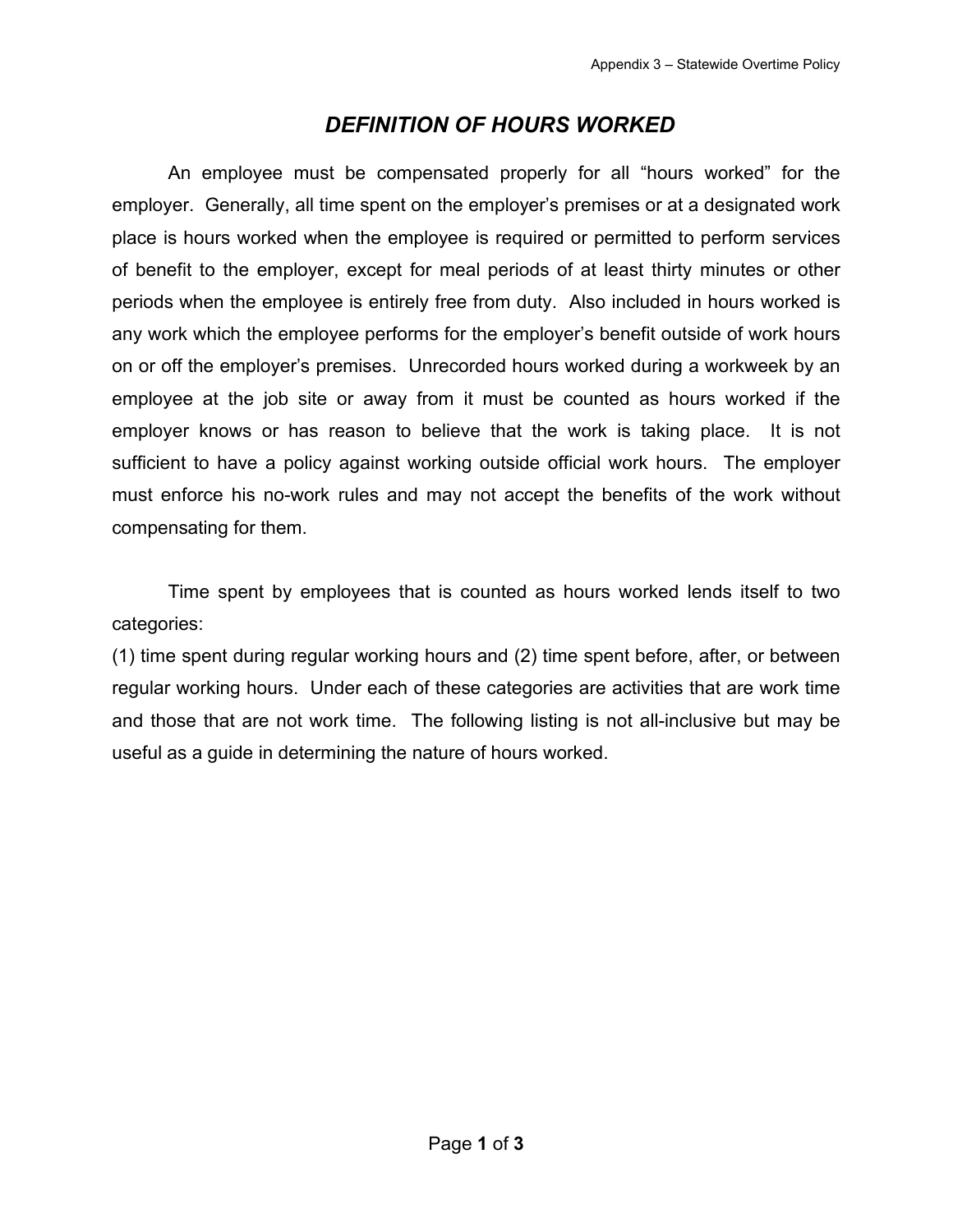# *DEFINITION OF HOURS WORKED*

An employee must be compensated properly for all "hours worked" for the employer. Generally, all time spent on the employer's premises or at a designated work place is hours worked when the employee is required or permitted to perform services of benefit to the employer, except for meal periods of at least thirty minutes or other periods when the employee is entirely free from duty. Also included in hours worked is any work which the employee performs for the employer's benefit outside of work hours on or off the employer's premises. Unrecorded hours worked during a workweek by an employee at the job site or away from it must be counted as hours worked if the employer knows or has reason to believe that the work is taking place. It is not sufficient to have a policy against working outside official work hours. The employer must enforce his no-work rules and may not accept the benefits of the work without compensating for them.

Time spent by employees that is counted as hours worked lends itself to two categories:
(1) time spent during regular working hours and (2) time spent before, after, or between regular working hours. Under each of these categories are activities that are work time and those that are not work time. The following listing is not all-inclusive but may be useful as a guide in determining the nature of hours worked.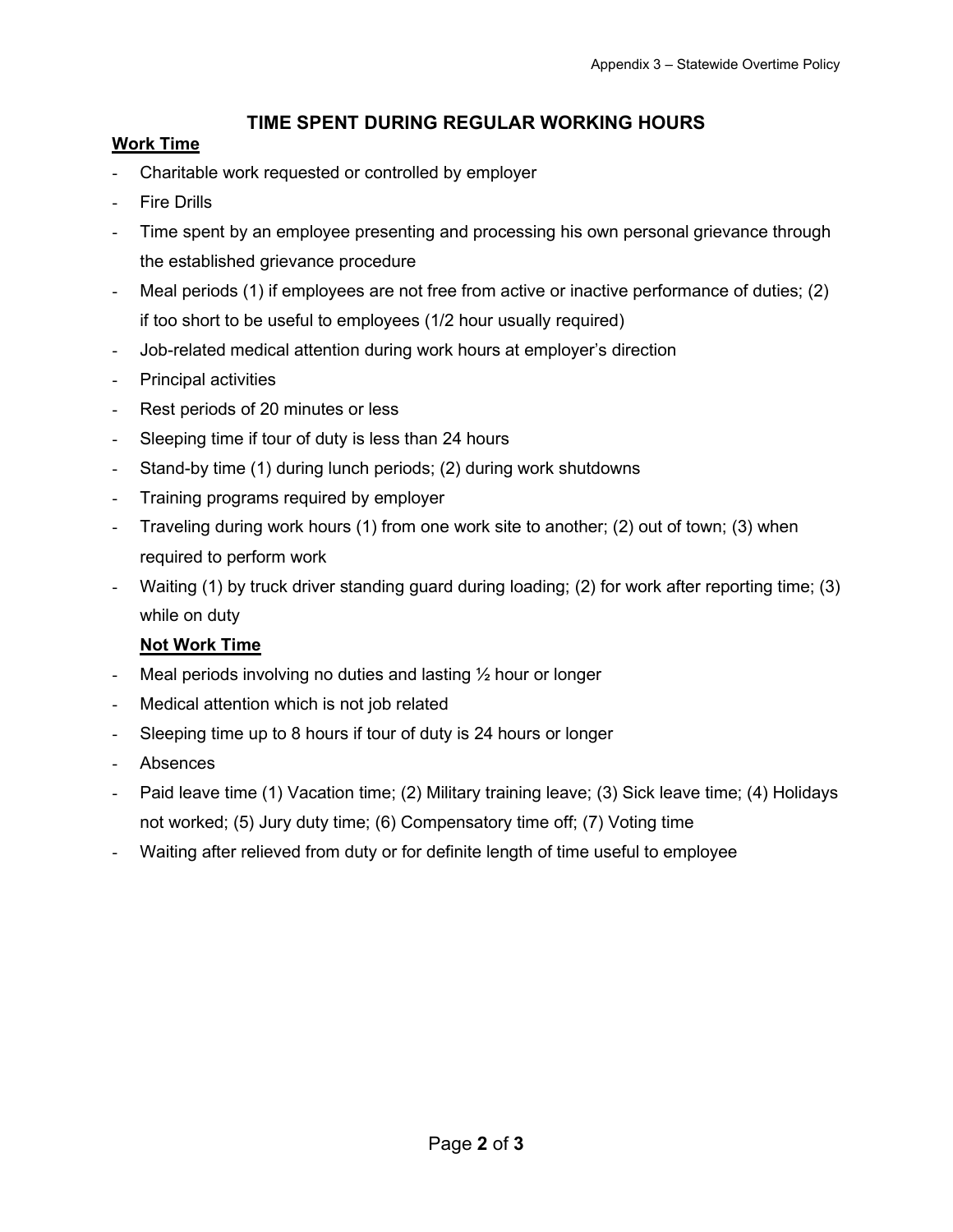## TIME SPENT DURING REGULAR WORKING HOURS

**Work Time**

- Charitable work requested or controlled by employer
- Fire Drills
- Time spent by an employee presenting and processing his own personal grievance through the established grievance procedure
- Meal periods (1) if employees are not free from active or inactive performance of duties; (2) if too short to be useful to employees (1/2 hour usually required)
- Job-related medical attention during work hours at employer's direction
- Principal activities
- Rest periods of 20 minutes or less
- Sleeping time if tour of duty is less than 24 hours
- Stand-by time (1) during lunch periods; (2) during work shutdowns
- Training programs required by employer
- Traveling during work hours (1) from one work site to another; (2) out of town; (3) when required to perform work
- Waiting (1) by truck driver standing guard during loading; (2) for work after reporting time; (3) while on duty

**Not Work Time**

- Meal periods involving no duties and lasting ½ hour or longer
- Medical attention which is not job related
- Sleeping time up to 8 hours if tour of duty is 24 hours or longer
- Absences
- Paid leave time (1) Vacation time; (2) Military training leave; (3) Sick leave time; (4) Holidays not worked; (5) Jury duty time; (6) Compensatory time off; (7) Voting time
- Waiting after relieved from duty or for definite length of time useful to employee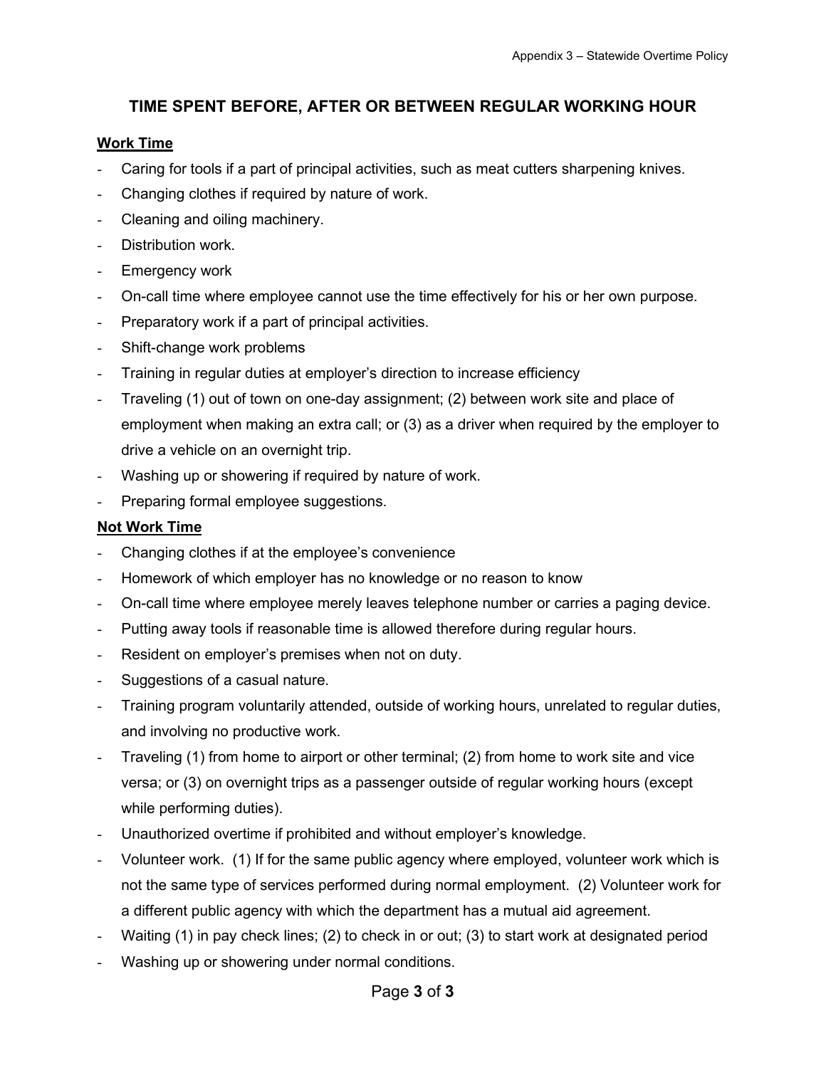## TIME SPENT BEFORE, AFTER OR BETWEEN REGULAR WORKING HOUR

**Work Time**

- Caring for tools if a part of principal activities, such as meat cutters sharpening knives.
- Changing clothes if required by nature of work.
- Cleaning and oiling machinery.
- Distribution work.
- Emergency work
- On-call time where employee cannot use the time effectively for his or her own purpose.
- Preparatory work if a part of principal activities.
- Shift-change work problems
- Training in regular duties at employer's direction to increase efficiency
- Traveling (1) out of town on one-day assignment; (2) between work site and place of employment when making an extra call; or (3) as a driver when required by the employer to drive a vehicle on an overnight trip.
- Washing up or showering if required by nature of work.
- Preparing formal employee suggestions.

**Not Work Time**

- Changing clothes if at the employee's convenience
- Homework of which employer has no knowledge or no reason to know
- On-call time where employee merely leaves telephone number or carries a paging device.
- Putting away tools if reasonable time is allowed therefore during regular hours.
- Resident on employer's premises when not on duty.
- Suggestions of a casual nature.
- Training program voluntarily attended, outside of working hours, unrelated to regular duties, and involving no productive work.
- Traveling (1) from home to airport or other terminal; (2) from home to work site and vice versa; or (3) on overnight trips as a passenger outside of regular working hours (except while performing duties).
- Unauthorized overtime if prohibited and without employer's knowledge.
- Volunteer work. (1) If for the same public agency where employed, volunteer work which is not the same type of services performed during normal employment. (2) Volunteer work for a different public agency with which the department has a mutual aid agreement.
- Waiting (1) in pay check lines; (2) to check in or out; (3) to start work at designated period
- Washing up or showering under normal conditions.